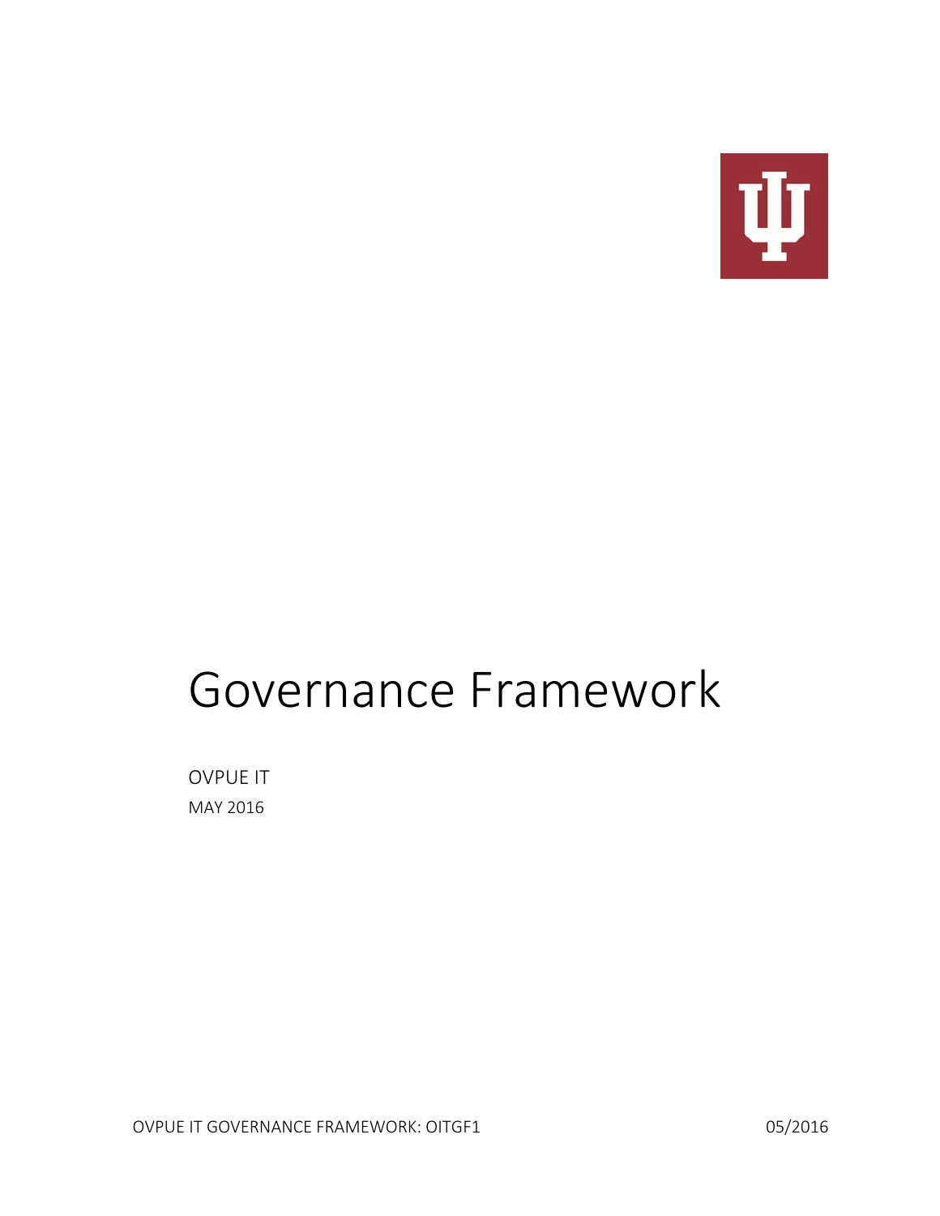# Governance Framework

OVPUE IT

MAY 2016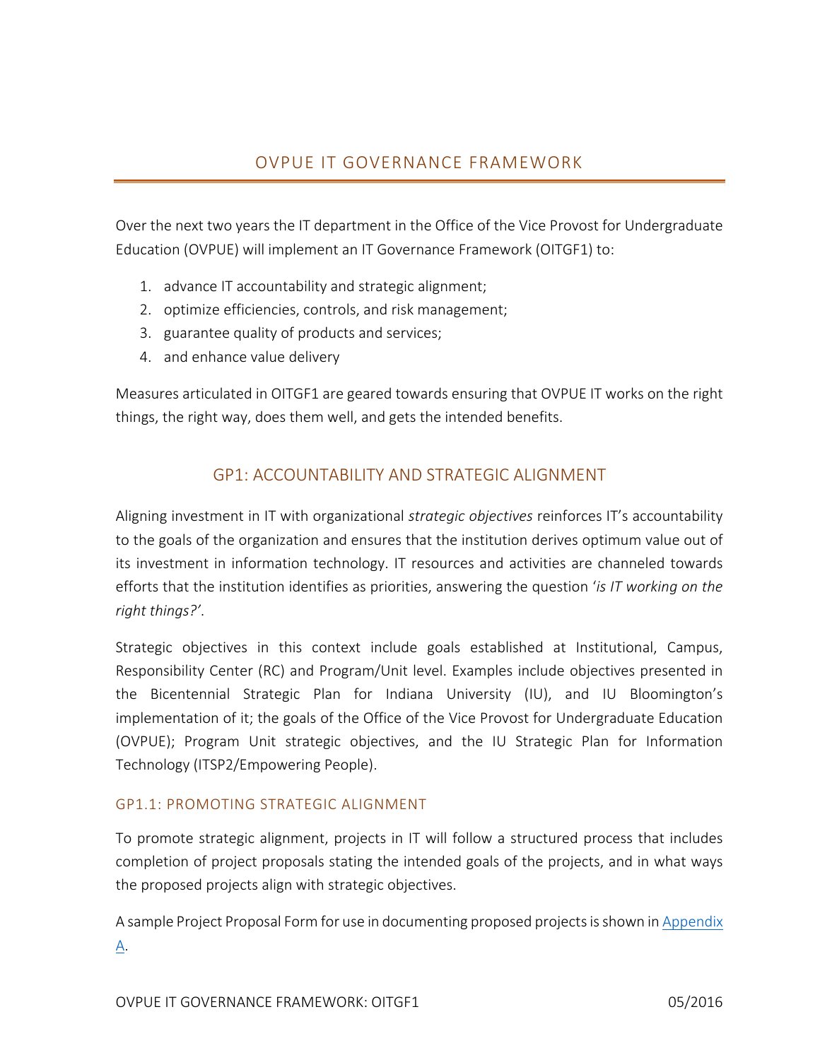# OVPUE IT GOVERNANCE FRAMEWORK

Over the next two years the IT department in the Office of the Vice Provost for Undergraduate Education (OVPUE) will implement an IT Governance Framework (OITGF1) to:

1. advance IT accountability and strategic alignment;
2. optimize efficiencies, controls, and risk management;
3. guarantee quality of products and services;
4. and enhance value delivery

Measures articulated in OITGF1 are geared towards ensuring that OVPUE IT works on the right things, the right way, does them well, and gets the intended benefits.

## GP1: ACCOUNTABILITY AND STRATEGIC ALIGNMENT

Aligning investment in IT with organizational *strategic objectives* reinforces IT's accountability to the goals of the organization and ensures that the institution derives optimum value out of its investment in information technology. IT resources and activities are channeled towards efforts that the institution identifies as priorities, answering the question '*is IT working on the right things?*'.

Strategic objectives in this context include goals established at Institutional, Campus, Responsibility Center (RC) and Program/Unit level. Examples include objectives presented in the Bicentennial Strategic Plan for Indiana University (IU), and IU Bloomington's implementation of it; the goals of the Office of the Vice Provost for Undergraduate Education (OVPUE); Program Unit strategic objectives, and the IU Strategic Plan for Information Technology (ITSP2/Empowering People).

### GP1.1: PROMOTING STRATEGIC ALIGNMENT

To promote strategic alignment, projects in IT will follow a structured process that includes completion of project proposals stating the intended goals of the projects, and in what ways the proposed projects align with strategic objectives.

A sample Project Proposal Form for use in documenting proposed projects is shown in [Appendix A](#).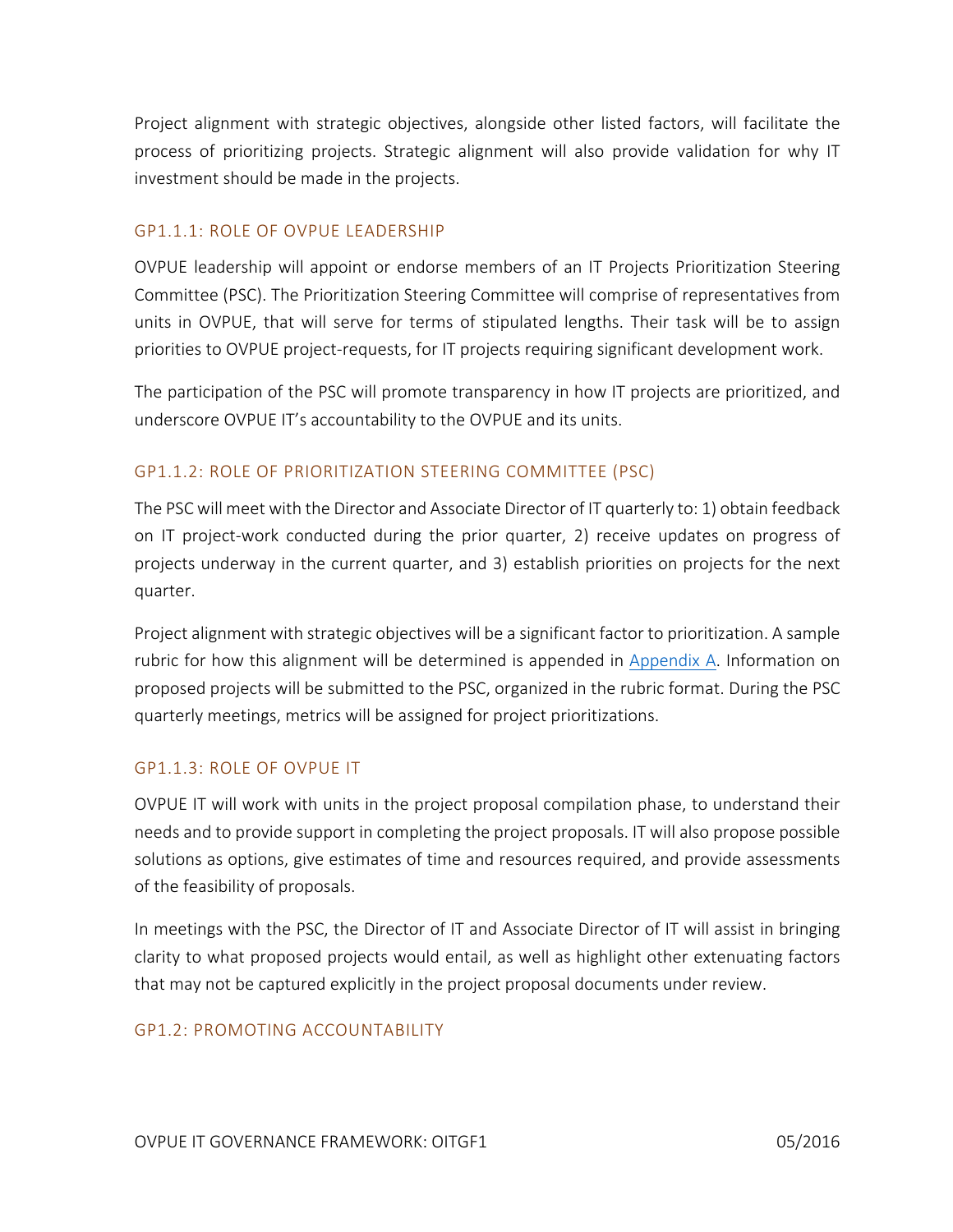Project alignment with strategic objectives, alongside other listed factors, will facilitate the process of prioritizing projects. Strategic alignment will also provide validation for why IT investment should be made in the projects.

### GP1.1.1: ROLE OF OVPUE LEADERSHIP

OVPUE leadership will appoint or endorse members of an IT Projects Prioritization Steering Committee (PSC). The Prioritization Steering Committee will comprise of representatives from units in OVPUE, that will serve for terms of stipulated lengths. Their task will be to assign priorities to OVPUE project-requests, for IT projects requiring significant development work.

The participation of the PSC will promote transparency in how IT projects are prioritized, and underscore OVPUE IT's accountability to the OVPUE and its units.

### GP1.1.2: ROLE OF PRIORITIZATION STEERING COMMITTEE (PSC)

The PSC will meet with the Director and Associate Director of IT quarterly to: 1) obtain feedback on IT project-work conducted during the prior quarter, 2) receive updates on progress of projects underway in the current quarter, and 3) establish priorities on projects for the next quarter.

Project alignment with strategic objectives will be a significant factor to prioritization. A sample rubric for how this alignment will be determined is appended in Appendix A. Information on proposed projects will be submitted to the PSC, organized in the rubric format. During the PSC quarterly meetings, metrics will be assigned for project prioritizations.

### GP1.1.3: ROLE OF OVPUE IT

OVPUE IT will work with units in the project proposal compilation phase, to understand their needs and to provide support in completing the project proposals. IT will also propose possible solutions as options, give estimates of time and resources required, and provide assessments of the feasibility of proposals.

In meetings with the PSC, the Director of IT and Associate Director of IT will assist in bringing clarity to what proposed projects would entail, as well as highlight other extenuating factors that may not be captured explicitly in the project proposal documents under review.

## GP1.2: PROMOTING ACCOUNTABILITY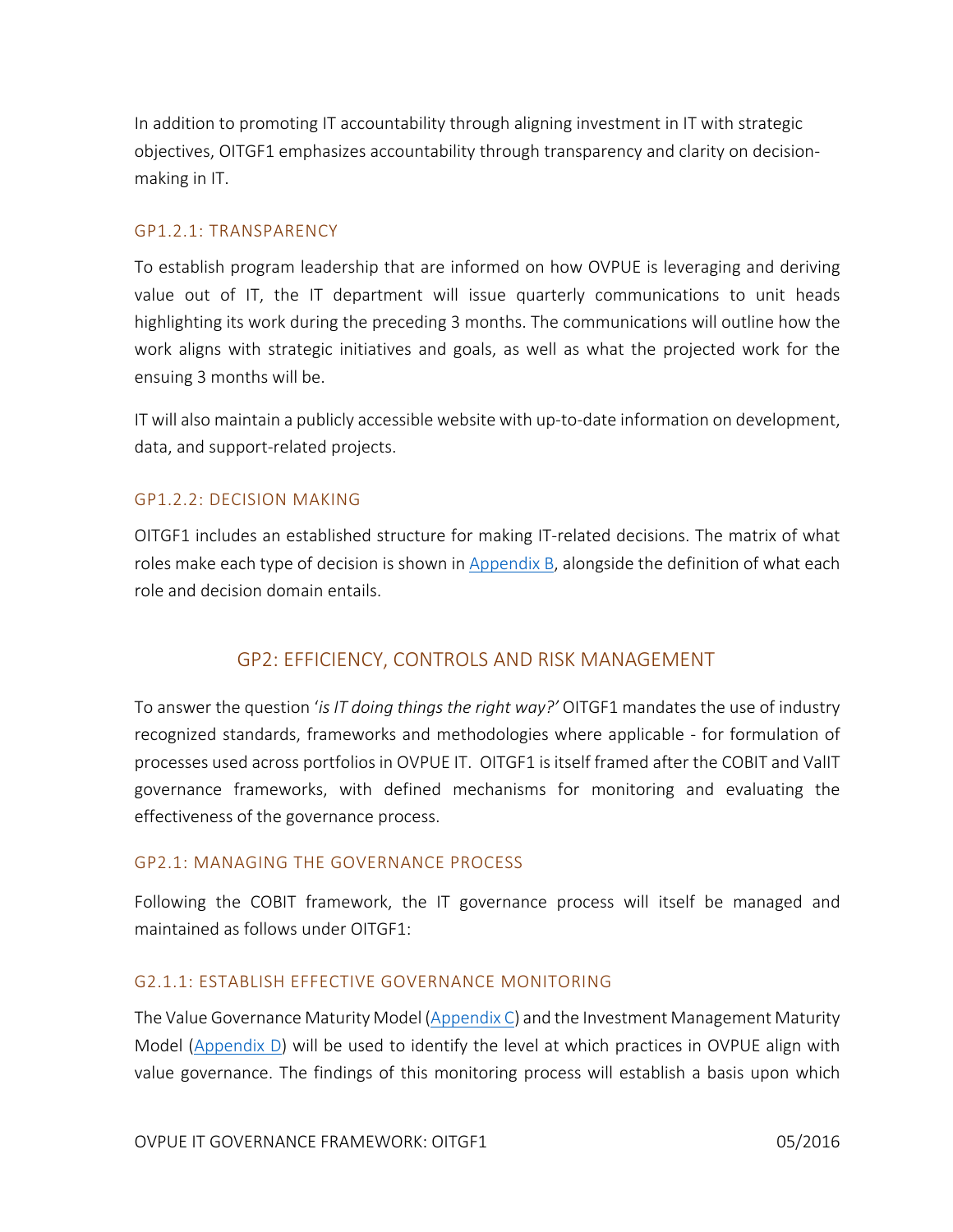In addition to promoting IT accountability through aligning investment in IT with strategic objectives, OITGF1 emphasizes accountability through transparency and clarity on decision-making in IT.

### GP1.2.1: TRANSPARENCY

To establish program leadership that are informed on how OVPUE is leveraging and deriving value out of IT, the IT department will issue quarterly communications to unit heads highlighting its work during the preceding 3 months. The communications will outline how the work aligns with strategic initiatives and goals, as well as what the projected work for the ensuing 3 months will be.

IT will also maintain a publicly accessible website with up-to-date information on development, data, and support-related projects.

### GP1.2.2: DECISION MAKING

OITGF1 includes an established structure for making IT-related decisions. The matrix of what roles make each type of decision is shown in Appendix B, alongside the definition of what each role and decision domain entails.

## GP2: EFFICIENCY, CONTROLS AND RISK MANAGEMENT

To answer the question '*is IT doing things the right way?'* OITGF1 mandates the use of industry recognized standards, frameworks and methodologies where applicable - for formulation of processes used across portfolios in OVPUE IT. OITGF1 is itself framed after the COBIT and ValIT governance frameworks, with defined mechanisms for monitoring and evaluating the effectiveness of the governance process.

### GP2.1: MANAGING THE GOVERNANCE PROCESS

Following the COBIT framework, the IT governance process will itself be managed and maintained as follows under OITGF1:

### G2.1.1: ESTABLISH EFFECTIVE GOVERNANCE MONITORING

The Value Governance Maturity Model (Appendix C) and the Investment Management Maturity Model (Appendix D) will be used to identify the level at which practices in OVPUE align with value governance. The findings of this monitoring process will establish a basis upon which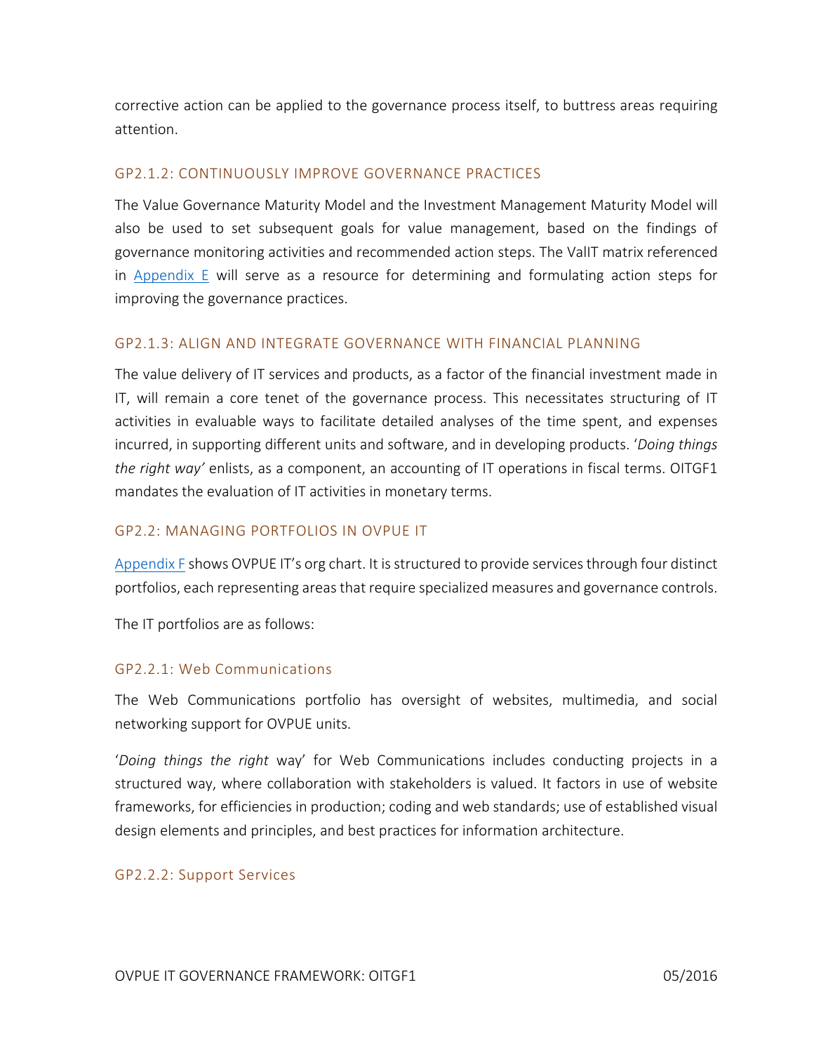corrective action can be applied to the governance process itself, to buttress areas requiring attention.

### GP2.1.2: CONTINUOUSLY IMPROVE GOVERNANCE PRACTICES

The Value Governance Maturity Model and the Investment Management Maturity Model will also be used to set subsequent goals for value management, based on the findings of governance monitoring activities and recommended action steps. The ValIT matrix referenced in Appendix E will serve as a resource for determining and formulating action steps for improving the governance practices.

### GP2.1.3: ALIGN AND INTEGRATE GOVERNANCE WITH FINANCIAL PLANNING

The value delivery of IT services and products, as a factor of the financial investment made in IT, will remain a core tenet of the governance process. This necessitates structuring of IT activities in evaluable ways to facilitate detailed analyses of the time spent, and expenses incurred, in supporting different units and software, and in developing products. '*Doing things the right way*' enlists, as a component, an accounting of IT operations in fiscal terms. OITGF1 mandates the evaluation of IT activities in monetary terms.

## GP2.2: MANAGING PORTFOLIOS IN OVPUE IT

Appendix F shows OVPUE IT's org chart. It is structured to provide services through four distinct portfolios, each representing areas that require specialized measures and governance controls.

The IT portfolios are as follows:

### GP2.2.1: Web Communications

The Web Communications portfolio has oversight of websites, multimedia, and social networking support for OVPUE units.

'*Doing things the right* way' for Web Communications includes conducting projects in a structured way, where collaboration with stakeholders is valued. It factors in use of website frameworks, for efficiencies in production; coding and web standards; use of established visual design elements and principles, and best practices for information architecture.

### GP2.2.2: Support Services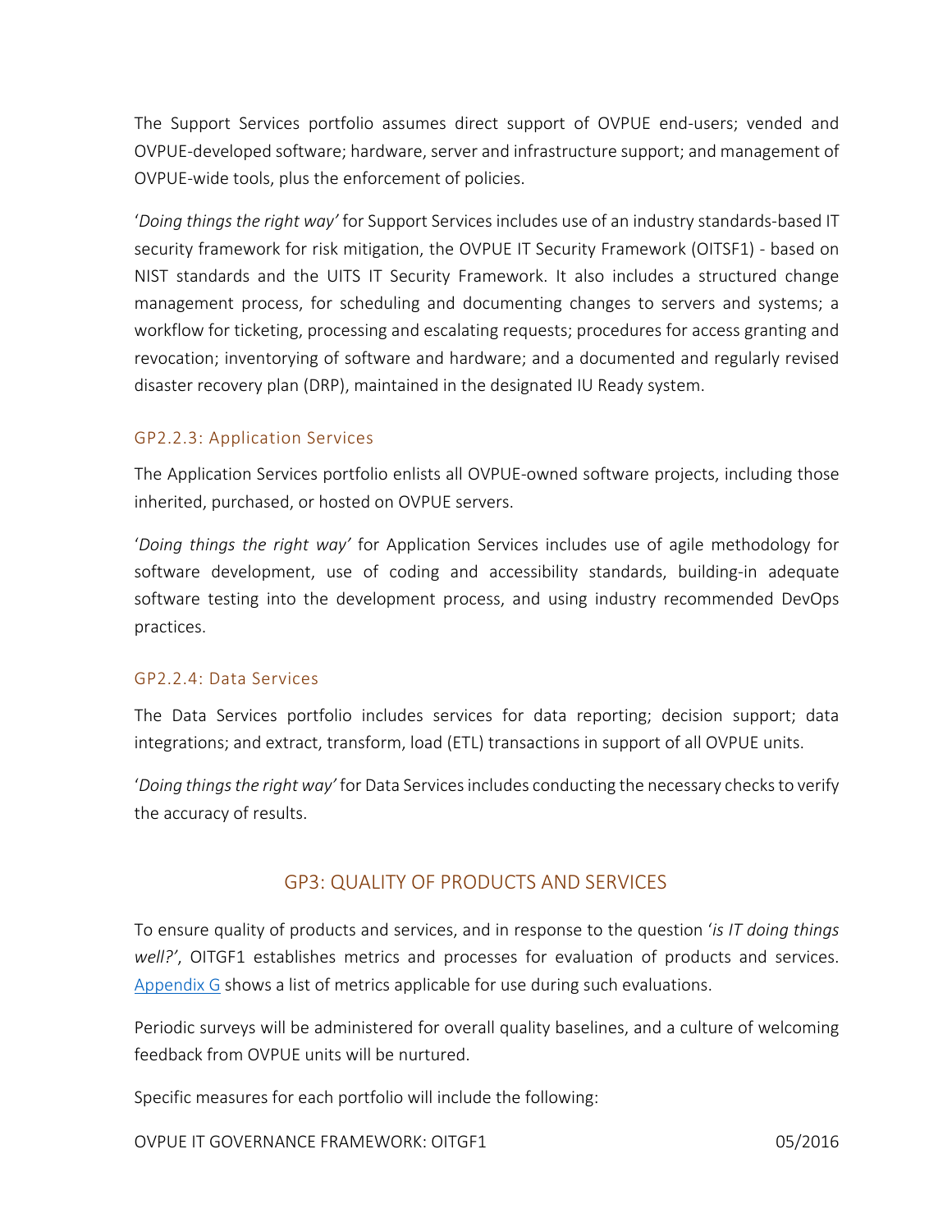The Support Services portfolio assumes direct support of OVPUE end-users; vended and OVPUE-developed software; hardware, server and infrastructure support; and management of OVPUE-wide tools, plus the enforcement of policies.

'*Doing things the right way'* for Support Services includes use of an industry standards-based IT security framework for risk mitigation, the OVPUE IT Security Framework (OITSF1) - based on NIST standards and the UITS IT Security Framework. It also includes a structured change management process, for scheduling and documenting changes to servers and systems; a workflow for ticketing, processing and escalating requests; procedures for access granting and revocation; inventorying of software and hardware; and a documented and regularly revised disaster recovery plan (DRP), maintained in the designated IU Ready system.

### GP2.2.3: Application Services

The Application Services portfolio enlists all OVPUE-owned software projects, including those inherited, purchased, or hosted on OVPUE servers.

'*Doing things the right way'* for Application Services includes use of agile methodology for software development, use of coding and accessibility standards, building-in adequate software testing into the development process, and using industry recommended DevOps practices.

### GP2.2.4: Data Services

The Data Services portfolio includes services for data reporting; decision support; data integrations; and extract, transform, load (ETL) transactions in support of all OVPUE units.

'*Doing things the right way'* for Data Services includes conducting the necessary checks to verify the accuracy of results.

## GP3: QUALITY OF PRODUCTS AND SERVICES

To ensure quality of products and services, and in response to the question '*is IT doing things well?'*, OITGF1 establishes metrics and processes for evaluation of products and services. Appendix G shows a list of metrics applicable for use during such evaluations.

Periodic surveys will be administered for overall quality baselines, and a culture of welcoming feedback from OVPUE units will be nurtured.

Specific measures for each portfolio will include the following: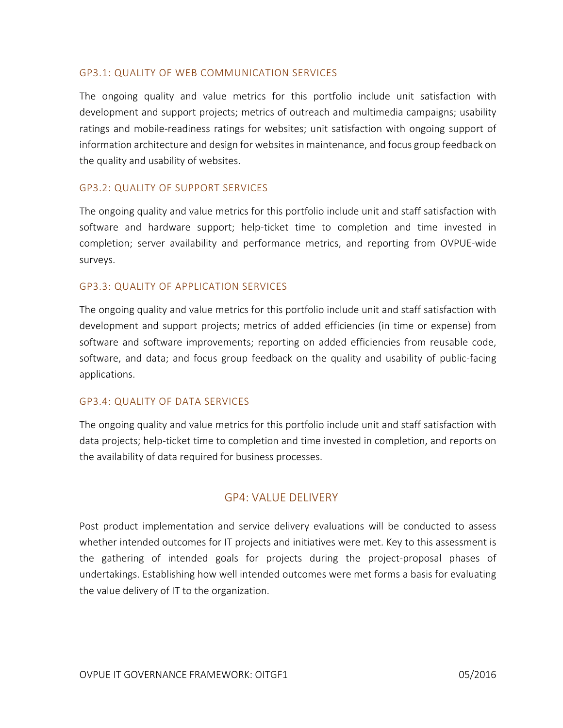### GP3.1: QUALITY OF WEB COMMUNICATION SERVICES

The ongoing quality and value metrics for this portfolio include unit satisfaction with development and support projects; metrics of outreach and multimedia campaigns; usability ratings and mobile-readiness ratings for websites; unit satisfaction with ongoing support of information architecture and design for websites in maintenance, and focus group feedback on the quality and usability of websites.

### GP3.2: QUALITY OF SUPPORT SERVICES

The ongoing quality and value metrics for this portfolio include unit and staff satisfaction with software and hardware support; help-ticket time to completion and time invested in completion; server availability and performance metrics, and reporting from OVPUE-wide surveys.

### GP3.3: QUALITY OF APPLICATION SERVICES

The ongoing quality and value metrics for this portfolio include unit and staff satisfaction with development and support projects; metrics of added efficiencies (in time or expense) from software and software improvements; reporting on added efficiencies from reusable code, software, and data; and focus group feedback on the quality and usability of public-facing applications.

### GP3.4: QUALITY OF DATA SERVICES

The ongoing quality and value metrics for this portfolio include unit and staff satisfaction with data projects; help-ticket time to completion and time invested in completion, and reports on the availability of data required for business processes.

## GP4: VALUE DELIVERY

Post product implementation and service delivery evaluations will be conducted to assess whether intended outcomes for IT projects and initiatives were met. Key to this assessment is the gathering of intended goals for projects during the project-proposal phases of undertakings. Establishing how well intended outcomes were met forms a basis for evaluating the value delivery of IT to the organization.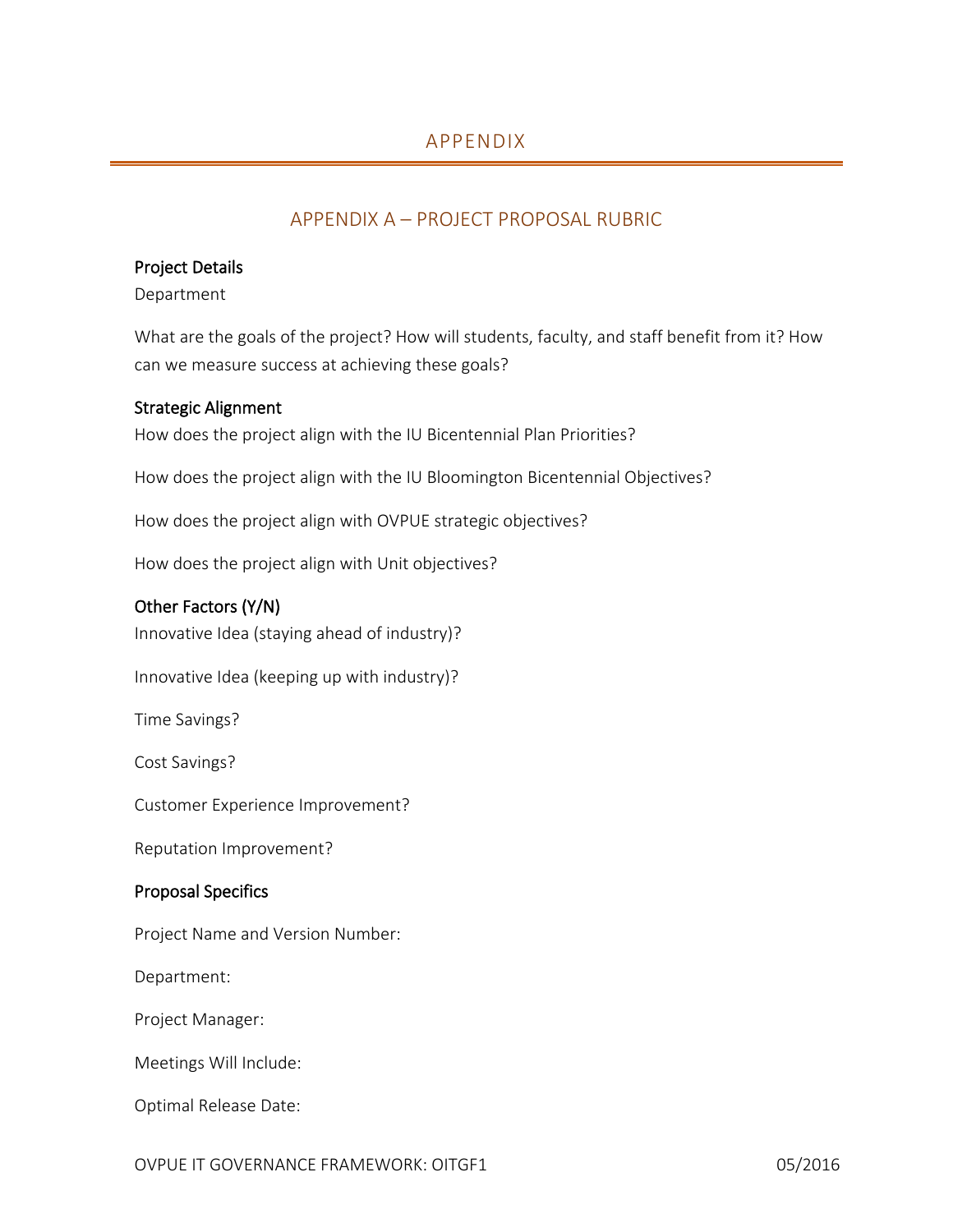# APPENDIX

## APPENDIX A – PROJECT PROPOSAL RUBRIC

### Project Details

Department

What are the goals of the project? How will students, faculty, and staff benefit from it? How can we measure success at achieving these goals?

### Strategic Alignment

How does the project align with the IU Bicentennial Plan Priorities?

How does the project align with the IU Bloomington Bicentennial Objectives?

How does the project align with OVPUE strategic objectives?

How does the project align with Unit objectives?

### Other Factors (Y/N)

Innovative Idea (staying ahead of industry)?

Innovative Idea (keeping up with industry)?

Time Savings?

Cost Savings?

Customer Experience Improvement?

Reputation Improvement?

### Proposal Specifics

Project Name and Version Number:

Department:

Project Manager:

Meetings Will Include:

Optimal Release Date: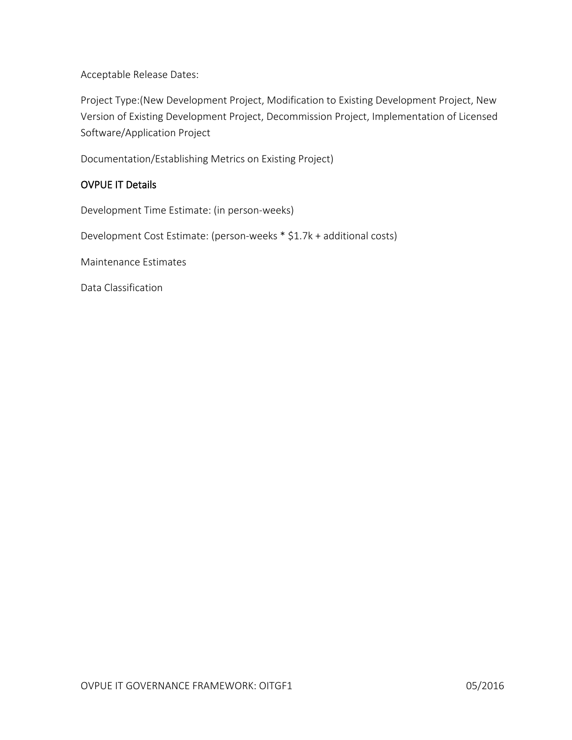Acceptable Release Dates:

Project Type:(New Development Project, Modification to Existing Development Project, New Version of Existing Development Project, Decommission Project, Implementation of Licensed Software/Application Project

Documentation/Establishing Metrics on Existing Project)

## OVPUE IT Details

Development Time Estimate: (in person-weeks)

Development Cost Estimate: (person-weeks * $1.7k + additional costs)

Maintenance Estimates

Data Classification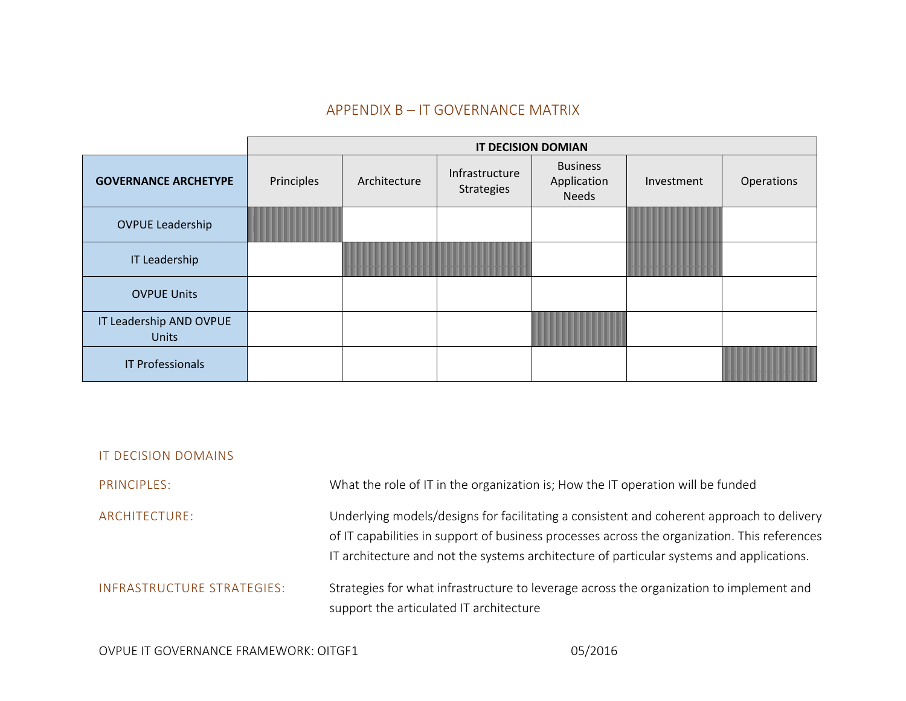## APPENDIX B – IT GOVERNANCE MATRIX

| | **IT DECISION DOMIAN** | | | | | |
|---|---|---|---|---|---|---|
| **GOVERNANCE ARCHETYPE** | Principles | Architecture | Infrastructure Strategies | Business Application Needs | Investment | Operations |
| OVPUE Leadership | ■ | | | | ■ | |
| IT Leadership | | ■ | ■ | | ■ | |
| OVPUE Units | | | | | | |
| IT Leadership AND OVPUE Units | | | | ■ | | |
| IT Professionals | | | | | | ■ |

### IT DECISION DOMAINS

PRINCIPLES: What the role of IT in the organization is; How the IT operation will be funded

ARCHITECTURE: Underlying models/designs for facilitating a consistent and coherent approach to delivery of IT capabilities in support of business processes across the organization. This references IT architecture and not the systems architecture of particular systems and applications.

INFRASTRUCTURE STRATEGIES: Strategies for what infrastructure to leverage across the organization to implement and support the articulated IT architecture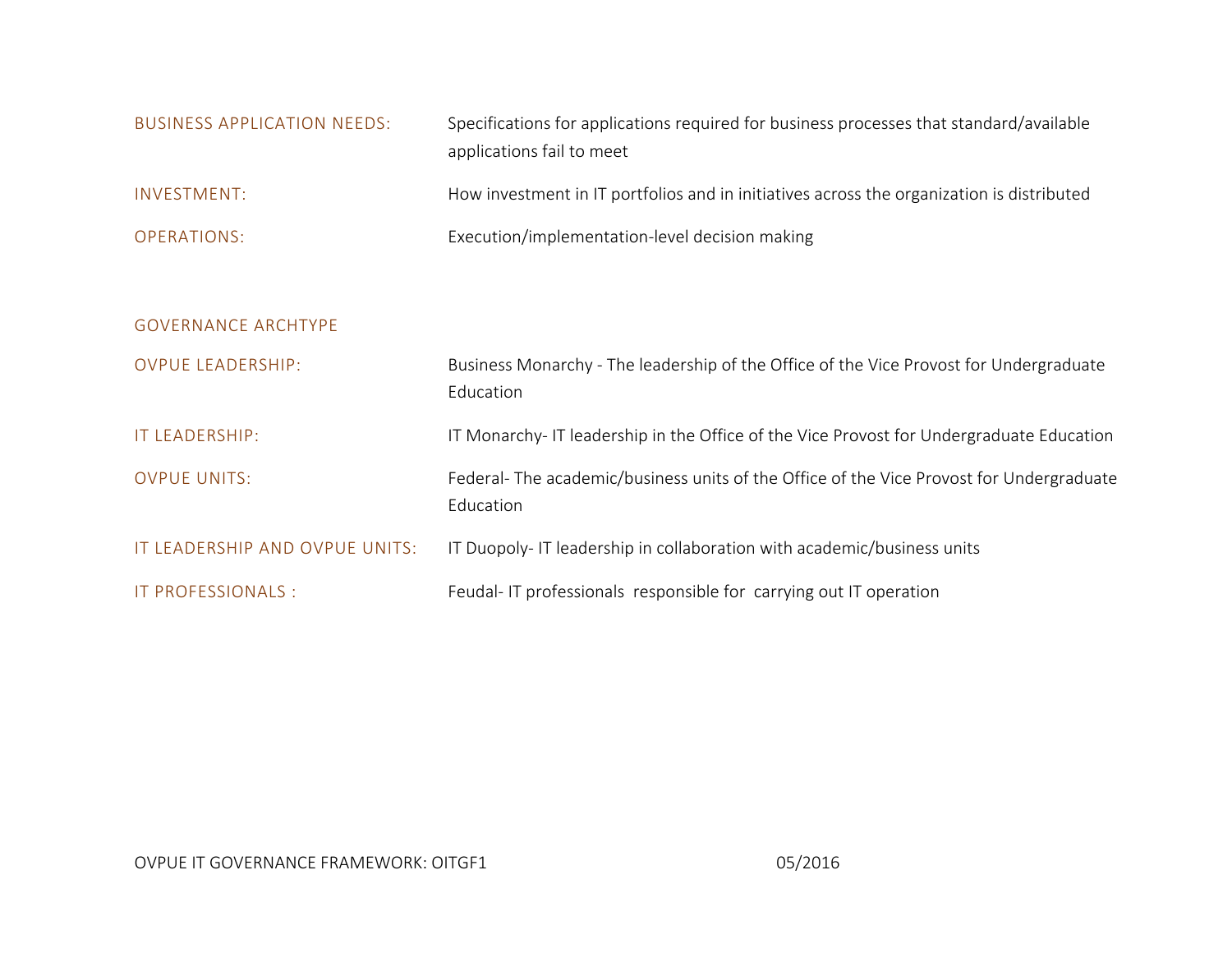**BUSINESS APPLICATION NEEDS:** Specifications for applications required for business processes that standard/available applications fail to meet

**INVESTMENT:** How investment in IT portfolios and in initiatives across the organization is distributed

**OPERATIONS:** Execution/implementation-level decision making

## GOVERNANCE ARCHTYPE

**OVPUE LEADERSHIP:** Business Monarchy - The leadership of the Office of the Vice Provost for Undergraduate Education

**IT LEADERSHIP:** IT Monarchy- IT leadership in the Office of the Vice Provost for Undergraduate Education

**OVPUE UNITS:** Federal- The academic/business units of the Office of the Vice Provost for Undergraduate Education

**IT LEADERSHIP AND OVPUE UNITS:** IT Duopoly- IT leadership in collaboration with academic/business units

**IT PROFESSIONALS :** Feudal- IT professionals responsible for carrying out IT operation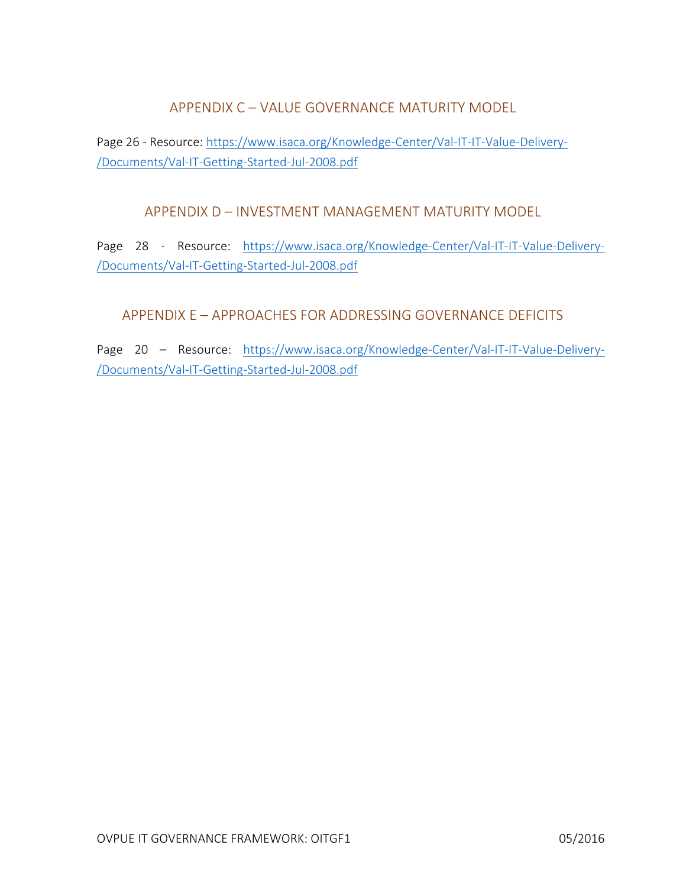## APPENDIX C – VALUE GOVERNANCE MATURITY MODEL

Page 26 - Resource: https://www.isaca.org/Knowledge-Center/Val-IT-IT-Value-Delivery-/Documents/Val-IT-Getting-Started-Jul-2008.pdf

## APPENDIX D – INVESTMENT MANAGEMENT MATURITY MODEL

Page 28 - Resource: https://www.isaca.org/Knowledge-Center/Val-IT-IT-Value-Delivery-/Documents/Val-IT-Getting-Started-Jul-2008.pdf

## APPENDIX E – APPROACHES FOR ADDRESSING GOVERNANCE DEFICITS

Page 20 – Resource: https://www.isaca.org/Knowledge-Center/Val-IT-IT-Value-Delivery-/Documents/Val-IT-Getting-Started-Jul-2008.pdf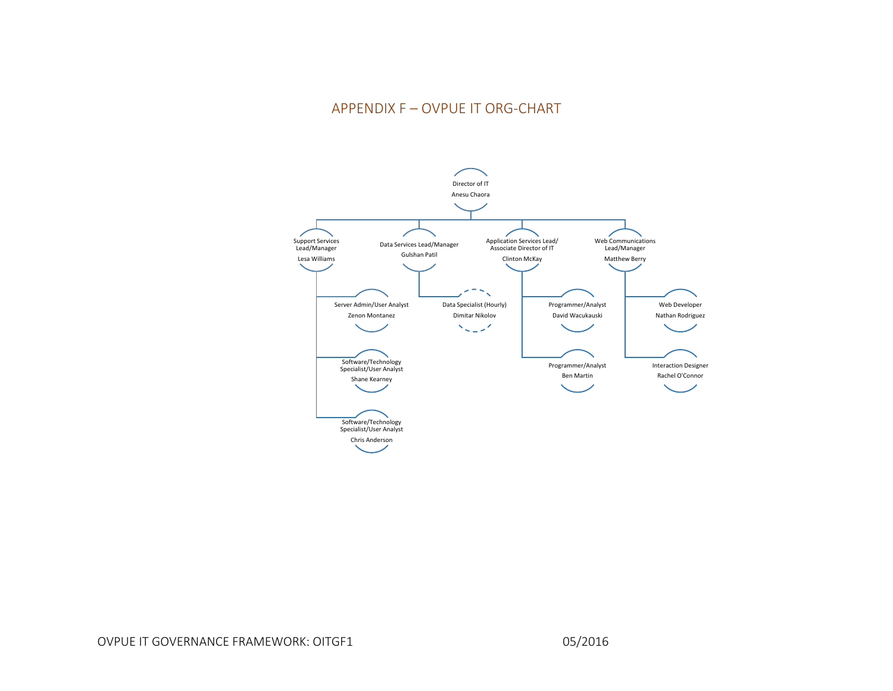## APPENDIX F – OVPUE IT ORG-CHART

- **Director of IT** – Anesu Chaora
  - **Support Services Lead/Manager** – Lesa Williams
    - Server Admin/User Analyst – Zenon Montanez
    - Software/Technology Specialist/User Analyst – Shane Kearney
    - Software/Technology Specialist/User Analyst – Chris Anderson
  - **Data Services Lead/Manager** – Gulshan Patil
    - Data Specialist (Hourly) – Dimitar Nikolov
  - **Application Services Lead/ Associate Director of IT** – Clinton McKay
    - Programmer/Analyst – David Wacukauski
    - Programmer/Analyst – Ben Martin
  - **Web Communications Lead/Manager** – Matthew Berry
    - Web Developer – Nathan Rodriguez
    - Interaction Designer – Rachel O'Connor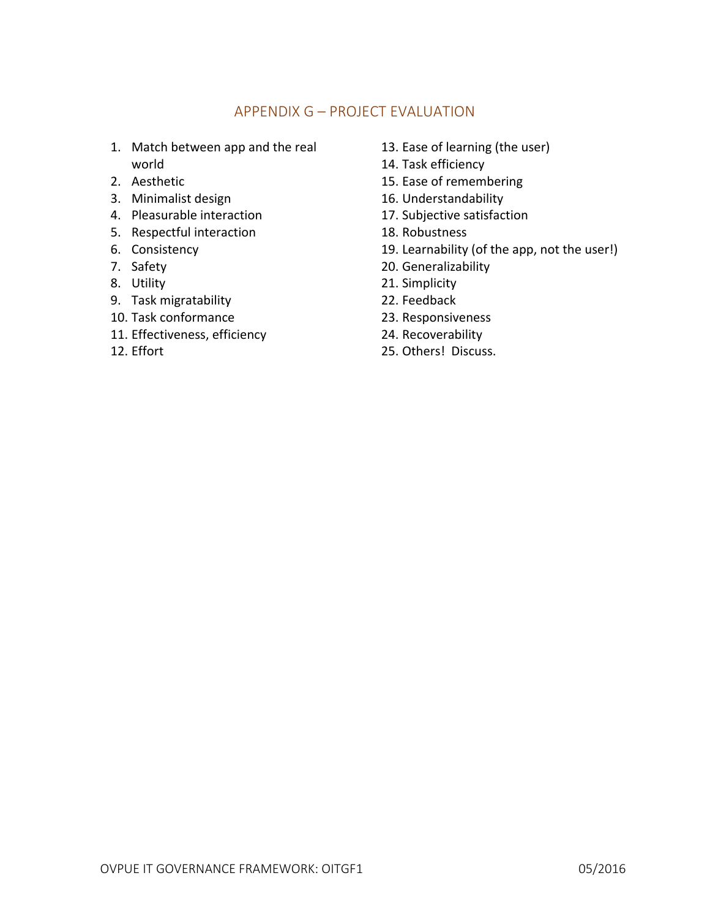## APPENDIX G – PROJECT EVALUATION

1. Match between app and the real world
2. Aesthetic
3. Minimalist design
4. Pleasurable interaction
5. Respectful interaction
6. Consistency
7. Safety
8. Utility
9. Task migratability
10. Task conformance
11. Effectiveness, efficiency
12. Effort
13. Ease of learning (the user)
14. Task efficiency
15. Ease of remembering
16. Understandability
17. Subjective satisfaction
18. Robustness
19. Learnability (of the app, not the user!)
20. Generalizability
21. Simplicity
22. Feedback
23. Responsiveness
24. Recoverability
25. Others! Discuss.